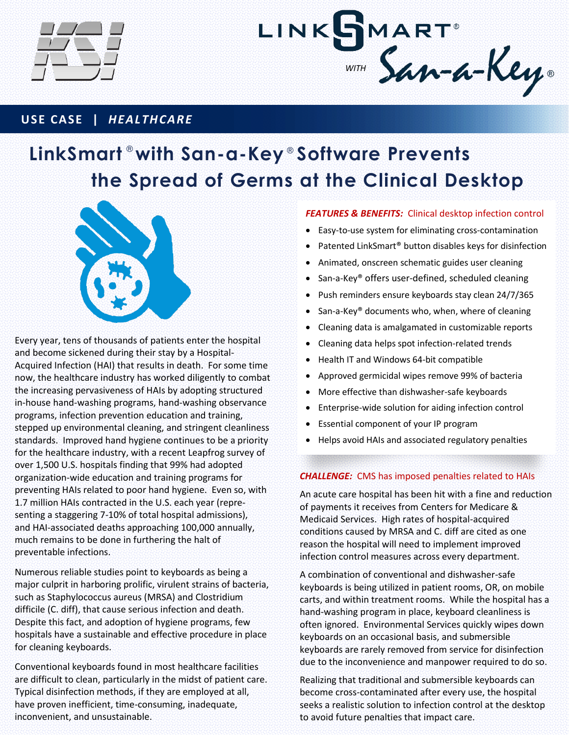LINKSMART® WITH San-a-Key®

**USE CASE | *HEALTHCARE***

# LinkSmart® with San-a-Key® Software Prevents the Spread of Germs at the Clinical Desktop

Every year, tens of thousands of patients enter the hospital and become sickened during their stay by a Hospital-Acquired Infection (HAI) that results in death. For some time now, the healthcare industry has worked diligently to combat the increasing pervasiveness of HAIs by adopting structured in-house hand-washing programs, hand-washing observance programs, infection prevention education and training, stepped up environmental cleaning, and stringent cleanliness standards. Improved hand hygiene continues to be a priority for the healthcare industry, with a recent Leapfrog survey of over 1,500 U.S. hospitals finding that 99% had adopted organization-wide education and training programs for preventing HAIs related to poor hand hygiene. Even so, with 1.7 million HAIs contracted in the U.S. each year (representing a staggering 7-10% of total hospital admissions), and HAI-associated deaths approaching 100,000 annually, much remains to be done in furthering the halt of preventable infections.

Numerous reliable studies point to keyboards as being a major culprit in harboring prolific, virulent strains of bacteria, such as Staphylococcus aureus (MRSA) and Clostridium difficile (C. diff), that cause serious infection and death. Despite this fact, and adoption of hygiene programs, few hospitals have a sustainable and effective procedure in place for cleaning keyboards.

Conventional keyboards found in most healthcare facilities are difficult to clean, particularly in the midst of patient care. Typical disinfection methods, if they are employed at all, have proven inefficient, time-consuming, inadequate, inconvenient, and unsustainable.

***FEATURES & BENEFITS:*** Clinical desktop infection control

- Easy-to-use system for eliminating cross-contamination
- Patented LinkSmart® button disables keys for disinfection
- Animated, onscreen schematic guides user cleaning
- San-a-Key® offers user-defined, scheduled cleaning
- Push reminders ensure keyboards stay clean 24/7/365
- San-a-Key® documents who, when, where of cleaning
- Cleaning data is amalgamated in customizable reports
- Cleaning data helps spot infection-related trends
- Health IT and Windows 64-bit compatible
- Approved germicidal wipes remove 99% of bacteria
- More effective than dishwasher-safe keyboards
- Enterprise-wide solution for aiding infection control
- Essential component of your IP program
- Helps avoid HAIs and associated regulatory penalties

***CHALLENGE:*** CMS has imposed penalties related to HAIs

An acute care hospital has been hit with a fine and reduction of payments it receives from Centers for Medicare & Medicaid Services. High rates of hospital-acquired conditions caused by MRSA and C. diff are cited as one reason the hospital will need to implement improved infection control measures across every department.

A combination of conventional and dishwasher-safe keyboards is being utilized in patient rooms, OR, on mobile carts, and within treatment rooms. While the hospital has a hand-washing program in place, keyboard cleanliness is often ignored. Environmental Services quickly wipes down keyboards on an occasional basis, and submersible keyboards are rarely removed from service for disinfection due to the inconvenience and manpower required to do so.

Realizing that traditional and submersible keyboards can become cross-contaminated after every use, the hospital seeks a realistic solution to infection control at the desktop to avoid future penalties that impact care.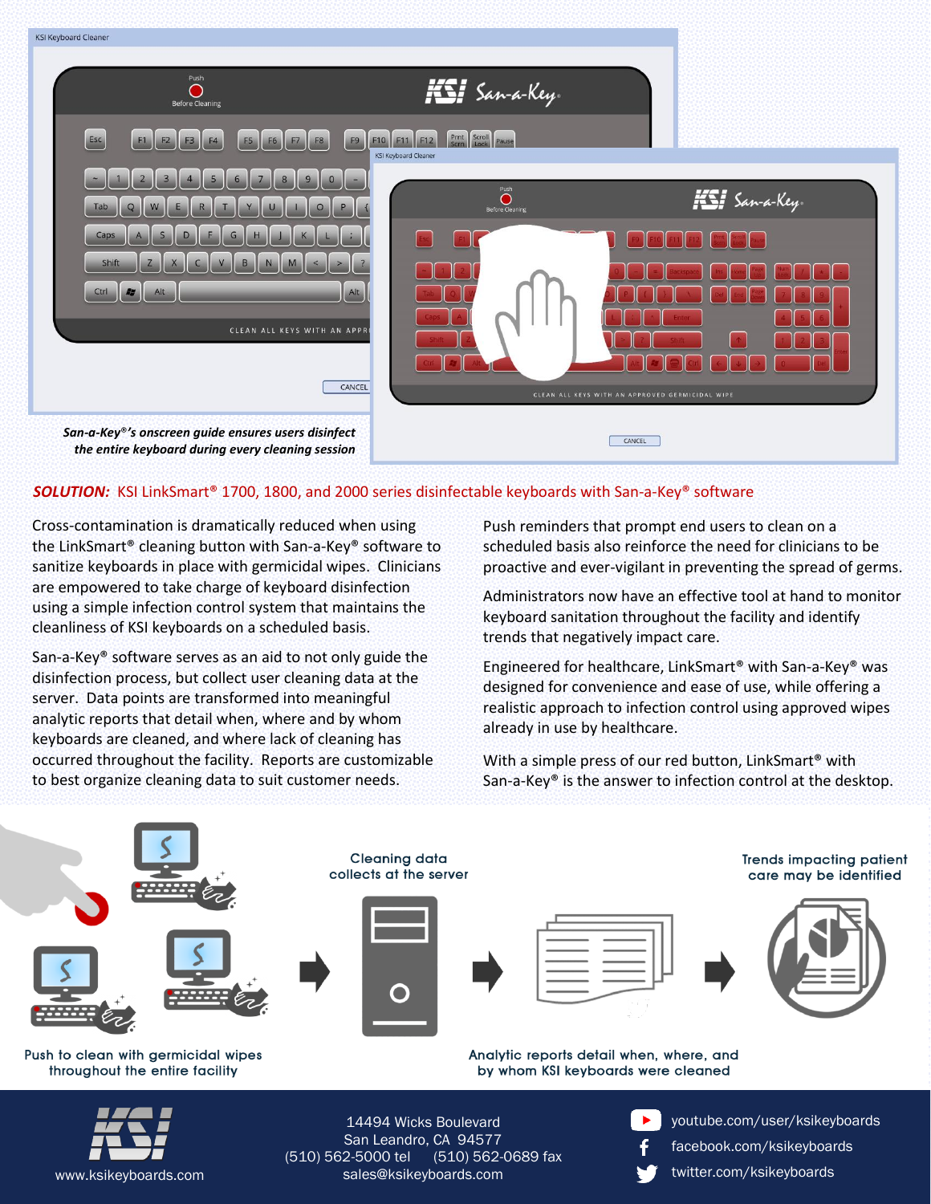*San-a-Key®'s onscreen guide ensures users disinfect the entire keyboard during every cleaning session*

***SOLUTION:*** KSI LinkSmart® 1700, 1800, and 2000 series disinfectable keyboards with San-a-Key® software

Cross-contamination is dramatically reduced when using the LinkSmart® cleaning button with San-a-Key® software to sanitize keyboards in place with germicidal wipes. Clinicians are empowered to take charge of keyboard disinfection using a simple infection control system that maintains the cleanliness of KSI keyboards on a scheduled basis.

San-a-Key® software serves as an aid to not only guide the disinfection process, but collect user cleaning data at the server. Data points are transformed into meaningful analytic reports that detail when, where and by whom keyboards are cleaned, and where lack of cleaning has occurred throughout the facility. Reports are customizable to best organize cleaning data to suit customer needs.

Push reminders that prompt end users to clean on a scheduled basis also reinforce the need for clinicians to be proactive and ever-vigilant in preventing the spread of germs.

Administrators now have an effective tool at hand to monitor keyboard sanitation throughout the facility and identify trends that negatively impact care.

Engineered for healthcare, LinkSmart® with San-a-Key® was designed for convenience and ease of use, while offering a realistic approach to infection control using approved wipes already in use by healthcare.

With a simple press of our red button, LinkSmart® with San-a-Key® is the answer to infection control at the desktop.

Push to clean with germicidal wipes throughout the entire facility

Cleaning data collects at the server

Analytic reports detail when, where, and by whom KSI keyboards were cleaned

Trends impacting patient care may be identified

www.ksikeyboards.com

14494 Wicks Boulevard
San Leandro, CA 94577
(510) 562-5000 tel (510) 562-0689 fax
sales@ksikeyboards.com

youtube.com/user/ksikeyboards
facebook.com/ksikeyboards
twitter.com/ksikeyboards